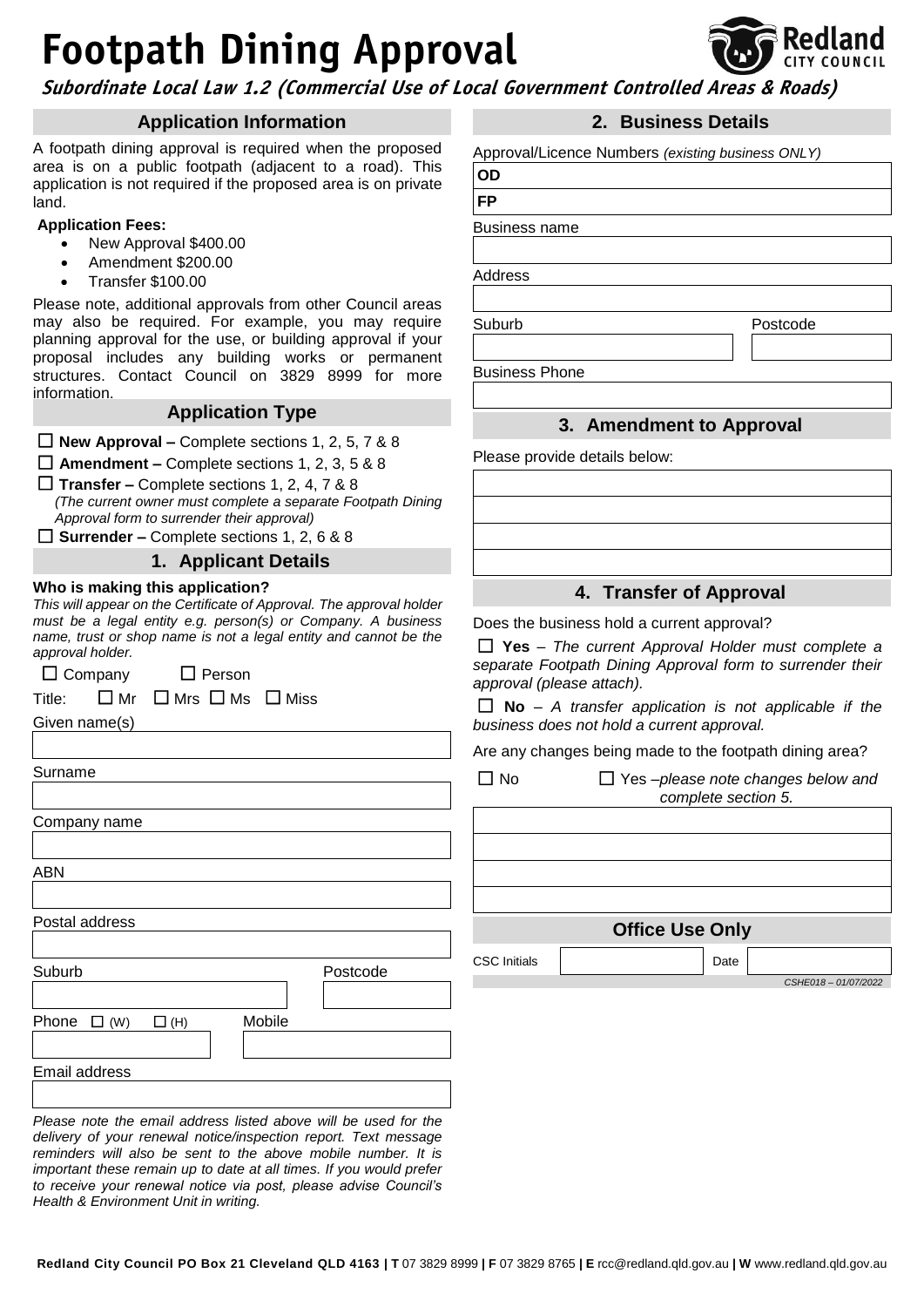# Footpath Dining Approval

**Subordinate Local Law 1.2 (Commercial Use of Local Government Controlled Areas & Roads)**

## Application Information

A footpath dining approval is required when the proposed area is on a public footpath (adjacent to a road). This application is not required if the proposed area is on private land.

**Application Fees:**

- New Approval $400.00
- Amendment $200.00
- Transfer $100.00

Please note, additional approvals from other Council areas may also be required. For example, you may require planning approval for the use, or building approval if your proposal includes any building works or permanent structures. Contact Council on 3829 8999 for more information.

## Application Type

☐ **New Approval –** Complete sections 1, 2, 5, 7 & 8

☐ **Amendment –** Complete sections 1, 2, 3, 5 & 8

☐ **Transfer –** Complete sections 1, 2, 4, 7 & 8
*(The current owner must complete a separate Footpath Dining Approval form to surrender their approval)*

☐ **Surrender –** Complete sections 1, 2, 6 & 8

## 1. Applicant Details

**Who is making this application?**

*This will appear on the Certificate of Approval. The approval holder must be a legal entity e.g. person(s) or Company. A business name, trust or shop name is not a legal entity and cannot be the approval holder.*

☐ Company ☐ Person

Title: ☐ Mr ☐ Mrs ☐ Ms ☐ Miss

Given name(s)

Surname

Company name

ABN

Postal address

Suburb | Postcode

Phone ☐ (W) ☐ (H) | Mobile

Email address

*Please note the email address listed above will be used for the delivery of your renewal notice/inspection report. Text message reminders will also be sent to the above mobile number. It is important these remain up to date at all times. If you would prefer to receive your renewal notice via post, please advise Council's Health & Environment Unit in writing.*

## 2. Business Details

Approval/Licence Numbers *(existing business ONLY)*

**OD**

**FP**

Business name

Address

Suburb | Postcode

Business Phone

## 3. Amendment to Approval

Please provide details below:

## 4. Transfer of Approval

Does the business hold a current approval?

☐ **Yes** – *The current Approval Holder must complete a separate Footpath Dining Approval form to surrender their approval (please attach).*

☐ **No** – *A transfer application is not applicable if the business does not hold a current approval.*

Are any changes being made to the footpath dining area?

☐ No ☐ Yes –*please note changes below and complete section 5.*

## Office Use Only

| CSC Initials | | Date | |
|---|---|---|---|

*CSHE018 – 01/07/2022*

**Redland City Council PO Box 21 Cleveland QLD 4163 | T** 07 3829 8999 **| F** 07 3829 8765 **| E** rcc@redland.qld.gov.au **| W** www.redland.qld.gov.au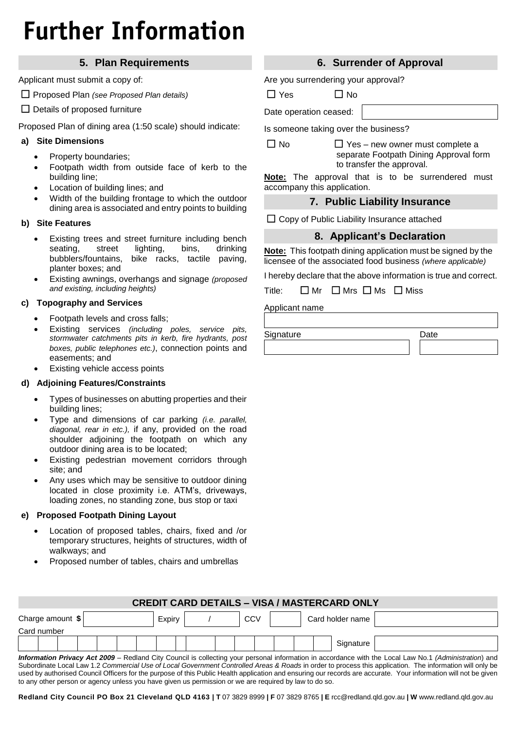# Further Information

## 5. Plan Requirements

Applicant must submit a copy of:

☐ Proposed Plan *(see Proposed Plan details)*

☐ Details of proposed furniture

Proposed Plan of dining area (1:50 scale) should indicate:

**a) Site Dimensions**

- Property boundaries;
- Footpath width from outside face of kerb to the building line;
- Location of building lines; and
- Width of the building frontage to which the outdoor dining area is associated and entry points to building

**b) Site Features**

- Existing trees and street furniture including bench seating, street lighting, bins, drinking bubblers/fountains, bike racks, tactile paving, planter boxes; and
- Existing awnings, overhangs and signage *(proposed and existing, including heights)*

**c) Topography and Services**

- Footpath levels and cross falls;
- Existing services *(including poles, service pits, stormwater catchments pits in kerb, fire hydrants, post boxes, public telephones etc.)*, connection points and easements; and
- Existing vehicle access points

**d) Adjoining Features/Constraints**

- Types of businesses on abutting properties and their building lines;
- Type and dimensions of car parking *(i.e. parallel, diagonal, rear in etc.),* if any, provided on the road shoulder adjoining the footpath on which any outdoor dining area is to be located;
- Existing pedestrian movement corridors through site; and
- Any uses which may be sensitive to outdoor dining located in close proximity i.e. ATM's, driveways, loading zones, no standing zone, bus stop or taxi

**e) Proposed Footpath Dining Layout**

- Location of proposed tables, chairs, fixed and /or temporary structures, heights of structures, width of walkways; and
- Proposed number of tables, chairs and umbrellas

## 6. Surrender of Approval

Are you surrendering your approval?

☐ Yes ☐ No

Date operation ceased:

Is someone taking over the business?

☐ No ☐ Yes – new owner must complete a separate Footpath Dining Approval form to transfer the approval.

**Note:** The approval that is to be surrendered must accompany this application.

## 7. Public Liability Insurance

☐ Copy of Public Liability Insurance attached

## 8. Applicant's Declaration

**Note:** This footpath dining application must be signed by the licensee of the associated food business *(where applicable)*

I hereby declare that the above information is true and correct.

Title: ☐ Mr ☐ Mrs ☐ Ms ☐ Miss

Applicant name

Signature | Date

## CREDIT CARD DETAILS – VISA / MASTERCARD ONLY

| Charge amount $ | | Expiry | / | CCV | | Card holder name | |
|---|---|---|---|---|---|---|---|
| Card number | | | | | | Signature | |

***Information Privacy Act 2009*** – Redland City Council is collecting your personal information in accordance with the Local Law No.1 *(Administration*) and Subordinate Local Law 1.2 *Commercial Use of Local Government Controlled Areas & Roads* in order to process this application. The information will only be used by authorised Council Officers for the purpose of this Public Health application and ensuring our records are accurate. Your information will not be given to any other person or agency unless you have given us permission or we are required by law to do so.

**Redland City Council PO Box 21 Cleveland QLD 4163 | T** 07 3829 8999 **| F** 07 3829 8765 **| E** rcc@redland.qld.gov.au **| W** www.redland.qld.gov.au